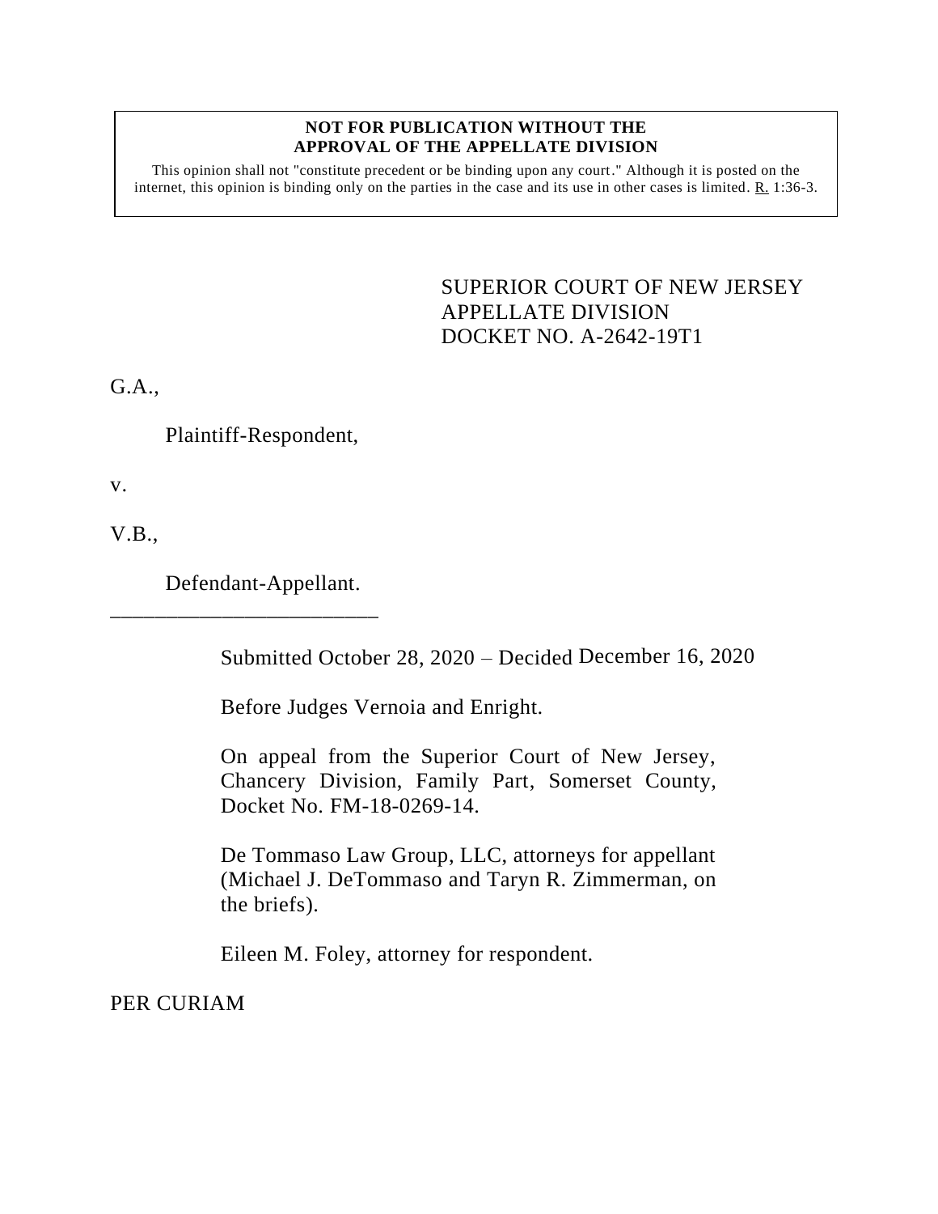**NOT FOR PUBLICATION WITHOUT THE APPROVAL OF THE APPELLATE DIVISION**

This opinion shall not "constitute precedent or be binding upon any court." Although it is posted on the internet, this opinion is binding only on the parties in the case and its use in other cases is limited. R. 1:36-3.

SUPERIOR COURT OF NEW JERSEY
APPELLATE DIVISION
DOCKET NO. A-2642-19T1

G.A.,

Plaintiff-Respondent,

v.

V.B.,

Defendant-Appellant.

\_\_\_\_\_\_\_\_\_\_\_\_\_\_\_\_\_\_\_\_\_\_\_\_\_\_\_

Submitted October 28, 2020 – Decided December 16, 2020

Before Judges Vernoia and Enright.

On appeal from the Superior Court of New Jersey, Chancery Division, Family Part, Somerset County, Docket No. FM-18-0269-14.

De Tommaso Law Group, LLC, attorneys for appellant (Michael J. DeTommaso and Taryn R. Zimmerman, on the briefs).

Eileen M. Foley, attorney for respondent.

PER CURIAM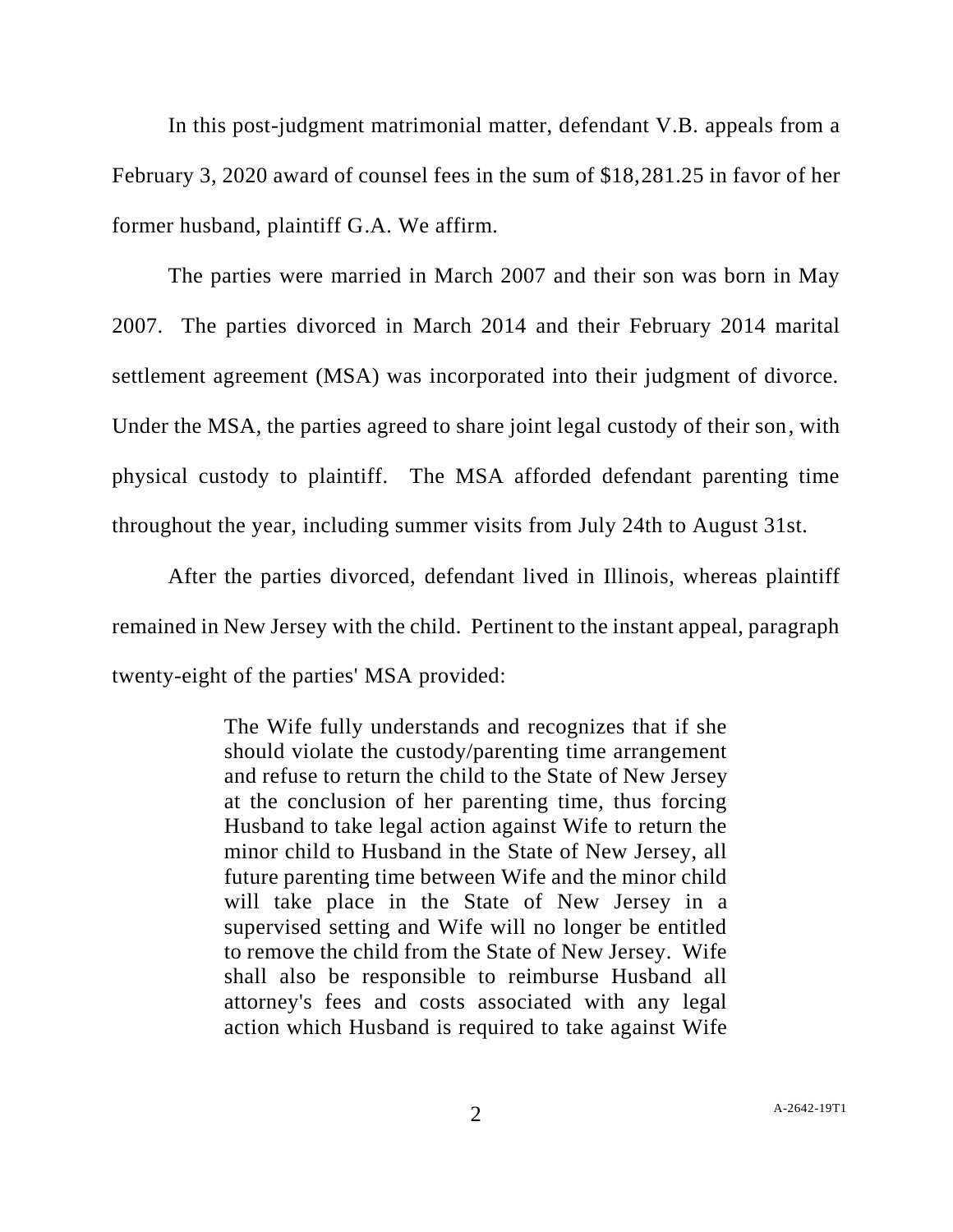In this post-judgment matrimonial matter, defendant V.B. appeals from a February 3, 2020 award of counsel fees in the sum of $18,281.25 in favor of her former husband, plaintiff G.A. We affirm.

The parties were married in March 2007 and their son was born in May 2007. The parties divorced in March 2014 and their February 2014 marital settlement agreement (MSA) was incorporated into their judgment of divorce. Under the MSA, the parties agreed to share joint legal custody of their son, with physical custody to plaintiff. The MSA afforded defendant parenting time throughout the year, including summer visits from July 24th to August 31st.

After the parties divorced, defendant lived in Illinois, whereas plaintiff remained in New Jersey with the child. Pertinent to the instant appeal, paragraph twenty-eight of the parties' MSA provided:

> The Wife fully understands and recognizes that if she should violate the custody/parenting time arrangement and refuse to return the child to the State of New Jersey at the conclusion of her parenting time, thus forcing Husband to take legal action against Wife to return the minor child to Husband in the State of New Jersey, all future parenting time between Wife and the minor child will take place in the State of New Jersey in a supervised setting and Wife will no longer be entitled to remove the child from the State of New Jersey. Wife shall also be responsible to reimburse Husband all attorney's fees and costs associated with any legal action which Husband is required to take against Wife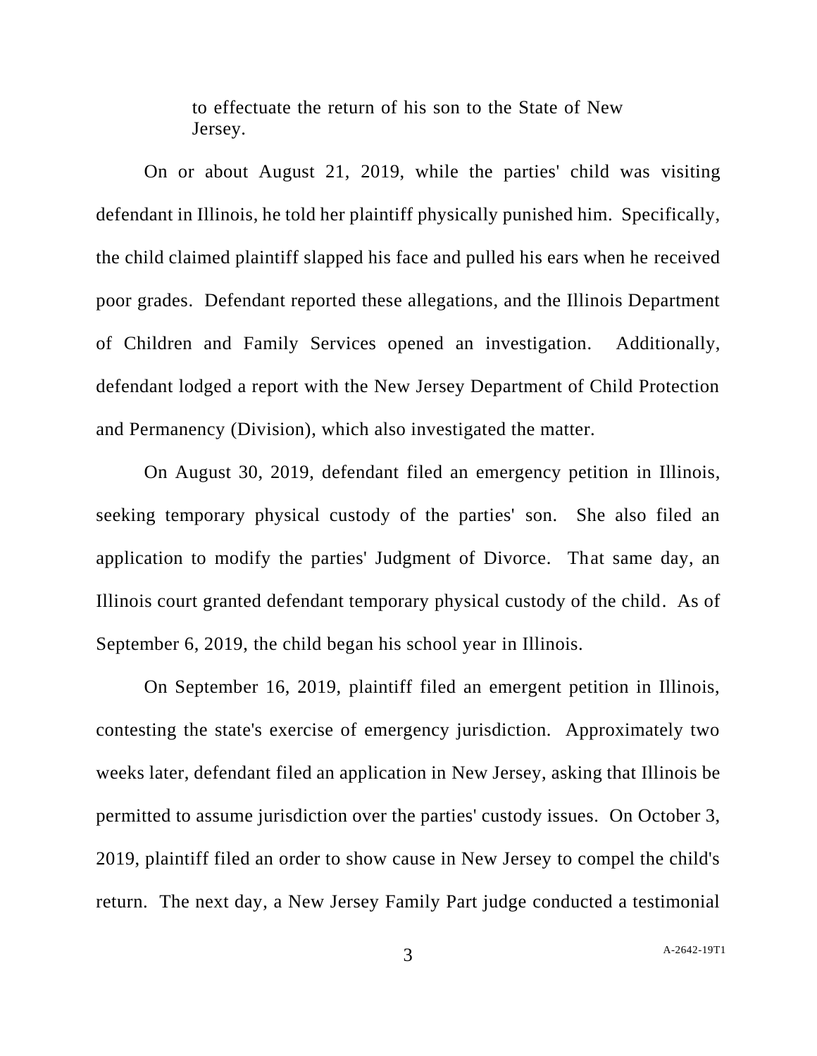> to effectuate the return of his son to the State of New Jersey.

On or about August 21, 2019, while the parties' child was visiting defendant in Illinois, he told her plaintiff physically punished him. Specifically, the child claimed plaintiff slapped his face and pulled his ears when he received poor grades. Defendant reported these allegations, and the Illinois Department of Children and Family Services opened an investigation. Additionally, defendant lodged a report with the New Jersey Department of Child Protection and Permanency (Division), which also investigated the matter.

On August 30, 2019, defendant filed an emergency petition in Illinois, seeking temporary physical custody of the parties' son. She also filed an application to modify the parties' Judgment of Divorce. That same day, an Illinois court granted defendant temporary physical custody of the child. As of September 6, 2019, the child began his school year in Illinois.

On September 16, 2019, plaintiff filed an emergent petition in Illinois, contesting the state's exercise of emergency jurisdiction. Approximately two weeks later, defendant filed an application in New Jersey, asking that Illinois be permitted to assume jurisdiction over the parties' custody issues. On October 3, 2019, plaintiff filed an order to show cause in New Jersey to compel the child's return. The next day, a New Jersey Family Part judge conducted a testimonial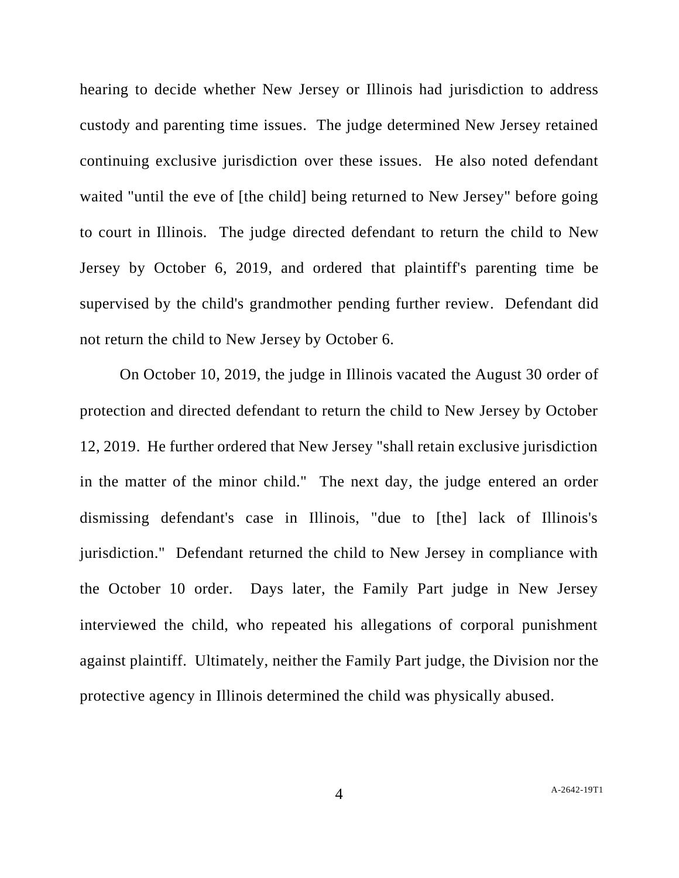hearing to decide whether New Jersey or Illinois had jurisdiction to address custody and parenting time issues. The judge determined New Jersey retained continuing exclusive jurisdiction over these issues. He also noted defendant waited "until the eve of [the child] being returned to New Jersey" before going to court in Illinois. The judge directed defendant to return the child to New Jersey by October 6, 2019, and ordered that plaintiff's parenting time be supervised by the child's grandmother pending further review. Defendant did not return the child to New Jersey by October 6.

On October 10, 2019, the judge in Illinois vacated the August 30 order of protection and directed defendant to return the child to New Jersey by October 12, 2019. He further ordered that New Jersey "shall retain exclusive jurisdiction in the matter of the minor child." The next day, the judge entered an order dismissing defendant's case in Illinois, "due to [the] lack of Illinois's jurisdiction." Defendant returned the child to New Jersey in compliance with the October 10 order. Days later, the Family Part judge in New Jersey interviewed the child, who repeated his allegations of corporal punishment against plaintiff. Ultimately, neither the Family Part judge, the Division nor the protective agency in Illinois determined the child was physically abused.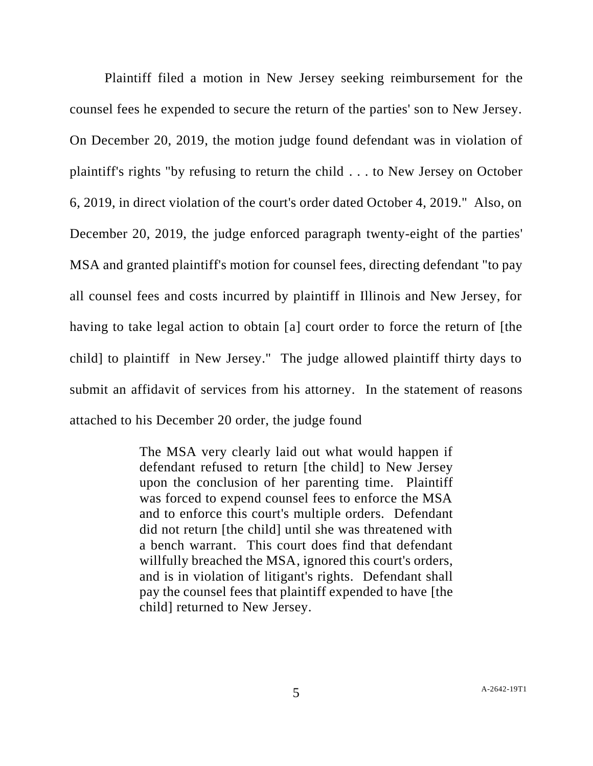Plaintiff filed a motion in New Jersey seeking reimbursement for the counsel fees he expended to secure the return of the parties' son to New Jersey. On December 20, 2019, the motion judge found defendant was in violation of plaintiff's rights "by refusing to return the child . . . to New Jersey on October 6, 2019, in direct violation of the court's order dated October 4, 2019." Also, on December 20, 2019, the judge enforced paragraph twenty-eight of the parties' MSA and granted plaintiff's motion for counsel fees, directing defendant "to pay all counsel fees and costs incurred by plaintiff in Illinois and New Jersey, for having to take legal action to obtain [a] court order to force the return of [the child] to plaintiff in New Jersey." The judge allowed plaintiff thirty days to submit an affidavit of services from his attorney. In the statement of reasons attached to his December 20 order, the judge found

> The MSA very clearly laid out what would happen if defendant refused to return [the child] to New Jersey upon the conclusion of her parenting time. Plaintiff was forced to expend counsel fees to enforce the MSA and to enforce this court's multiple orders. Defendant did not return [the child] until she was threatened with a bench warrant. This court does find that defendant willfully breached the MSA, ignored this court's orders, and is in violation of litigant's rights. Defendant shall pay the counsel fees that plaintiff expended to have [the child] returned to New Jersey.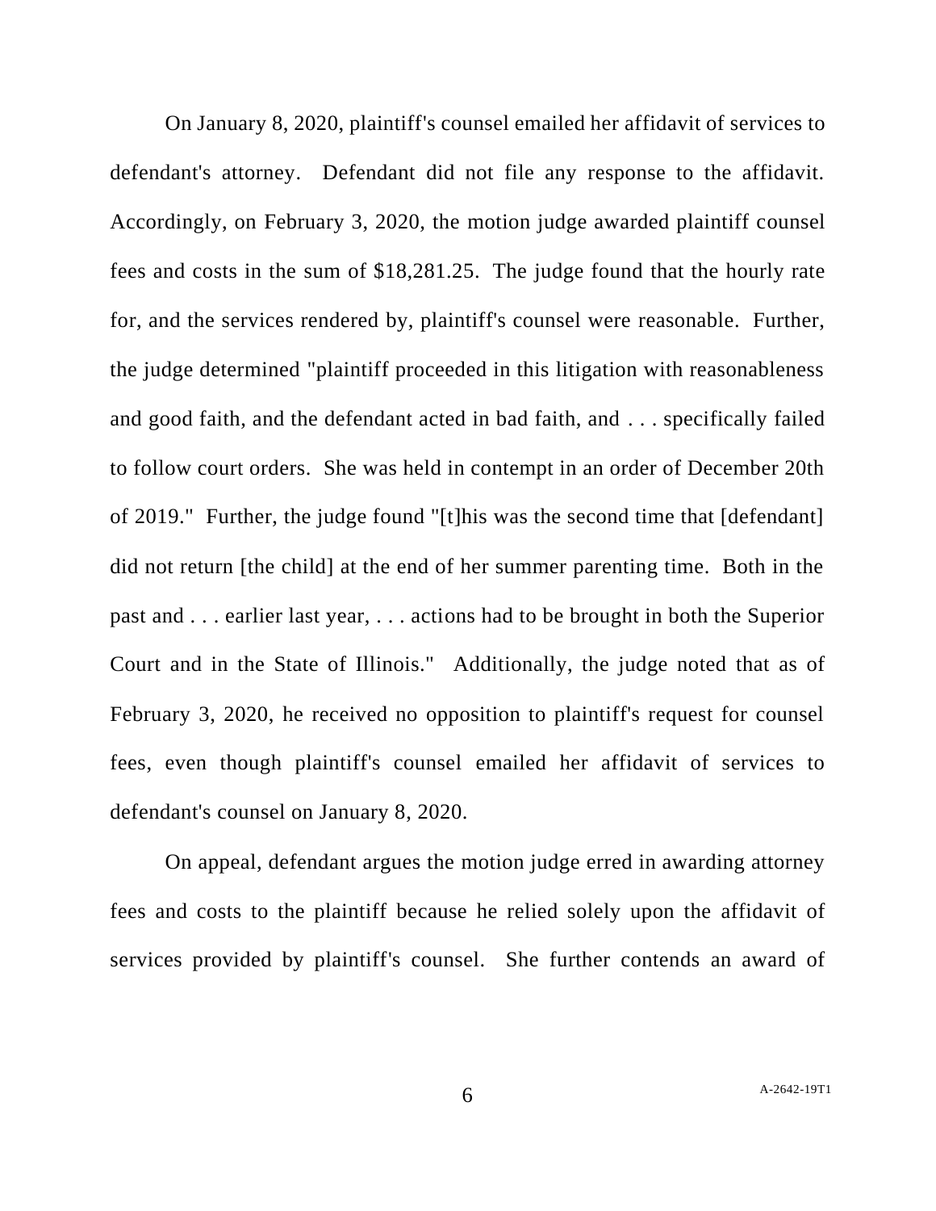On January 8, 2020, plaintiff's counsel emailed her affidavit of services to defendant's attorney. Defendant did not file any response to the affidavit. Accordingly, on February 3, 2020, the motion judge awarded plaintiff counsel fees and costs in the sum of $18,281.25. The judge found that the hourly rate for, and the services rendered by, plaintiff's counsel were reasonable. Further, the judge determined "plaintiff proceeded in this litigation with reasonableness and good faith, and the defendant acted in bad faith, and . . . specifically failed to follow court orders. She was held in contempt in an order of December 20th of 2019." Further, the judge found "[t]his was the second time that [defendant] did not return [the child] at the end of her summer parenting time. Both in the past and . . . earlier last year, . . . actions had to be brought in both the Superior Court and in the State of Illinois." Additionally, the judge noted that as of February 3, 2020, he received no opposition to plaintiff's request for counsel fees, even though plaintiff's counsel emailed her affidavit of services to defendant's counsel on January 8, 2020.

On appeal, defendant argues the motion judge erred in awarding attorney fees and costs to the plaintiff because he relied solely upon the affidavit of services provided by plaintiff's counsel. She further contends an award of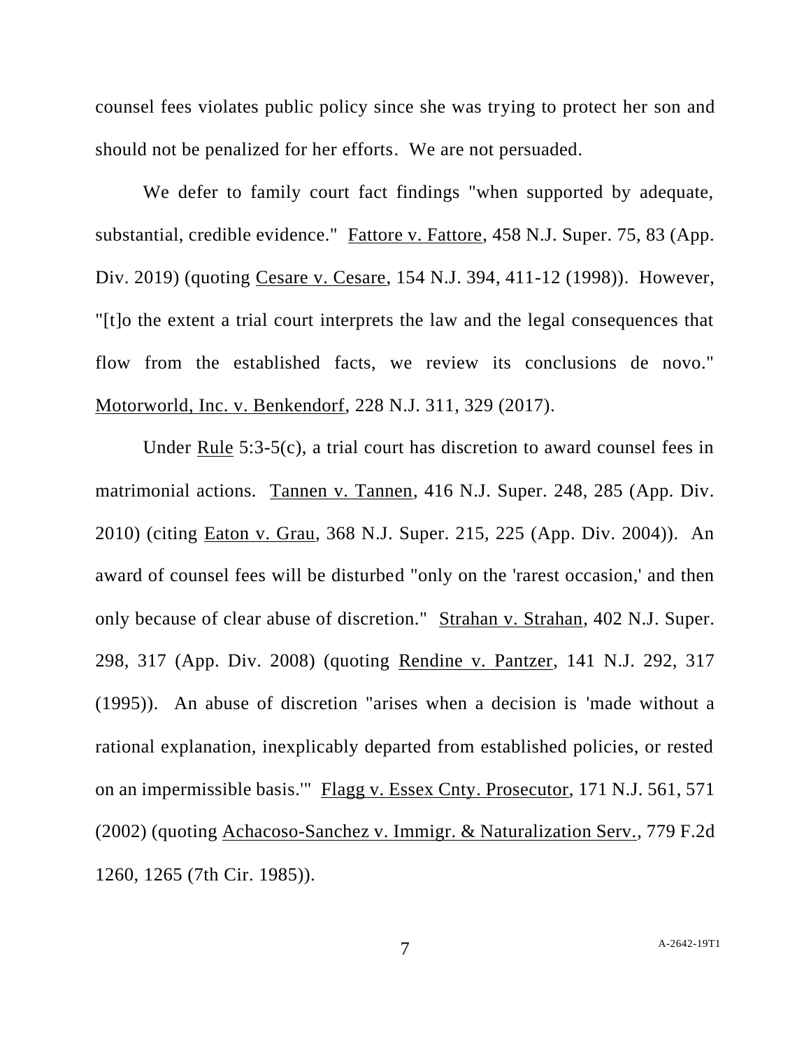counsel fees violates public policy since she was trying to protect her son and should not be penalized for her efforts. We are not persuaded.

We defer to family court fact findings "when supported by adequate, substantial, credible evidence." Fattore v. Fattore, 458 N.J. Super. 75, 83 (App. Div. 2019) (quoting Cesare v. Cesare, 154 N.J. 394, 411-12 (1998)). However, "[t]o the extent a trial court interprets the law and the legal consequences that flow from the established facts, we review its conclusions de novo." Motorworld, Inc. v. Benkendorf, 228 N.J. 311, 329 (2017).

Under Rule 5:3-5(c), a trial court has discretion to award counsel fees in matrimonial actions. Tannen v. Tannen, 416 N.J. Super. 248, 285 (App. Div. 2010) (citing Eaton v. Grau, 368 N.J. Super. 215, 225 (App. Div. 2004)). An award of counsel fees will be disturbed "only on the 'rarest occasion,' and then only because of clear abuse of discretion." Strahan v. Strahan, 402 N.J. Super. 298, 317 (App. Div. 2008) (quoting Rendine v. Pantzer, 141 N.J. 292, 317 (1995)). An abuse of discretion "arises when a decision is 'made without a rational explanation, inexplicably departed from established policies, or rested on an impermissible basis.'" Flagg v. Essex Cnty. Prosecutor, 171 N.J. 561, 571 (2002) (quoting Achacoso-Sanchez v. Immigr. & Naturalization Serv., 779 F.2d 1260, 1265 (7th Cir. 1985)).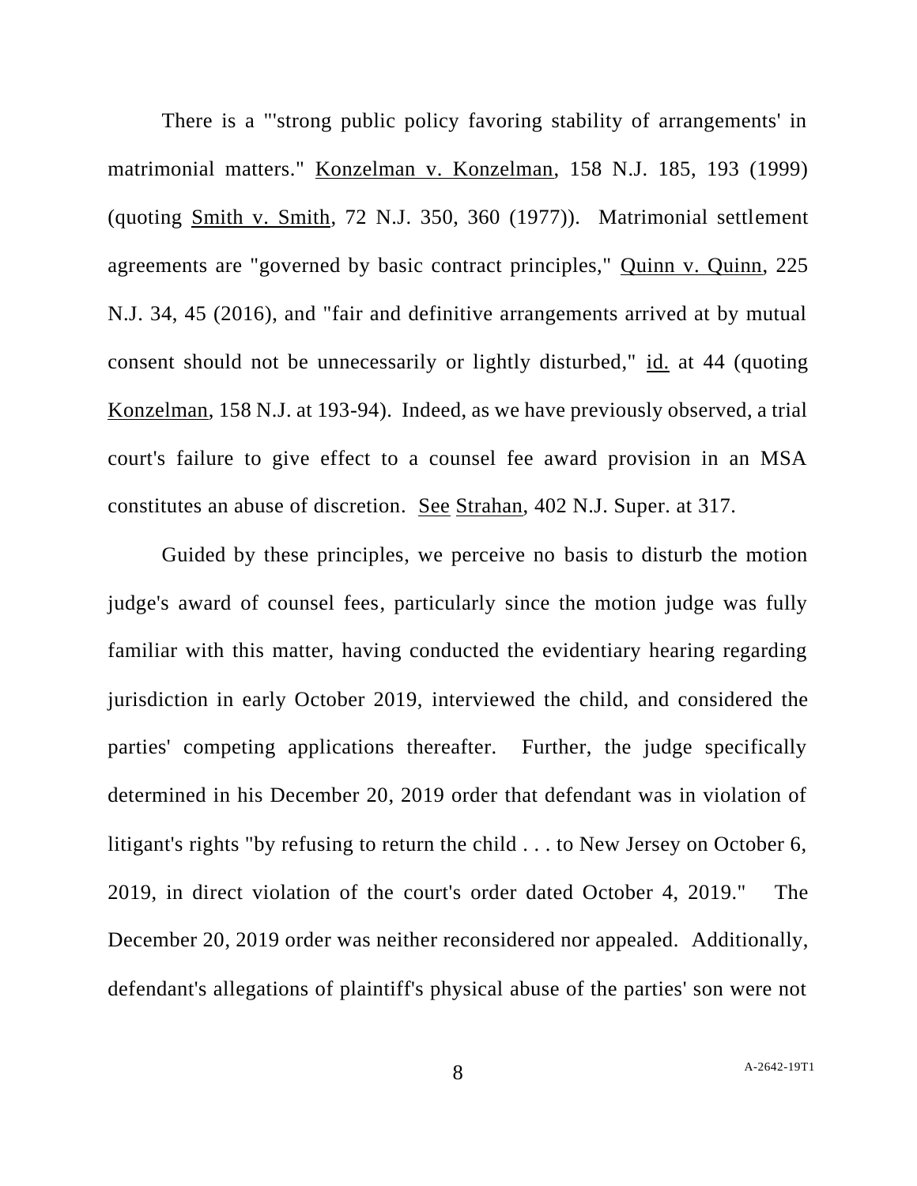There is a "'strong public policy favoring stability of arrangements' in matrimonial matters." Konzelman v. Konzelman, 158 N.J. 185, 193 (1999) (quoting Smith v. Smith, 72 N.J. 350, 360 (1977)). Matrimonial settlement agreements are "governed by basic contract principles," Quinn v. Quinn, 225 N.J. 34, 45 (2016), and "fair and definitive arrangements arrived at by mutual consent should not be unnecessarily or lightly disturbed," id. at 44 (quoting Konzelman, 158 N.J. at 193-94). Indeed, as we have previously observed, a trial court's failure to give effect to a counsel fee award provision in an MSA constitutes an abuse of discretion. See Strahan, 402 N.J. Super. at 317.

Guided by these principles, we perceive no basis to disturb the motion judge's award of counsel fees, particularly since the motion judge was fully familiar with this matter, having conducted the evidentiary hearing regarding jurisdiction in early October 2019, interviewed the child, and considered the parties' competing applications thereafter. Further, the judge specifically determined in his December 20, 2019 order that defendant was in violation of litigant's rights "by refusing to return the child . . . to New Jersey on October 6, 2019, in direct violation of the court's order dated October 4, 2019." The December 20, 2019 order was neither reconsidered nor appealed. Additionally, defendant's allegations of plaintiff's physical abuse of the parties' son were not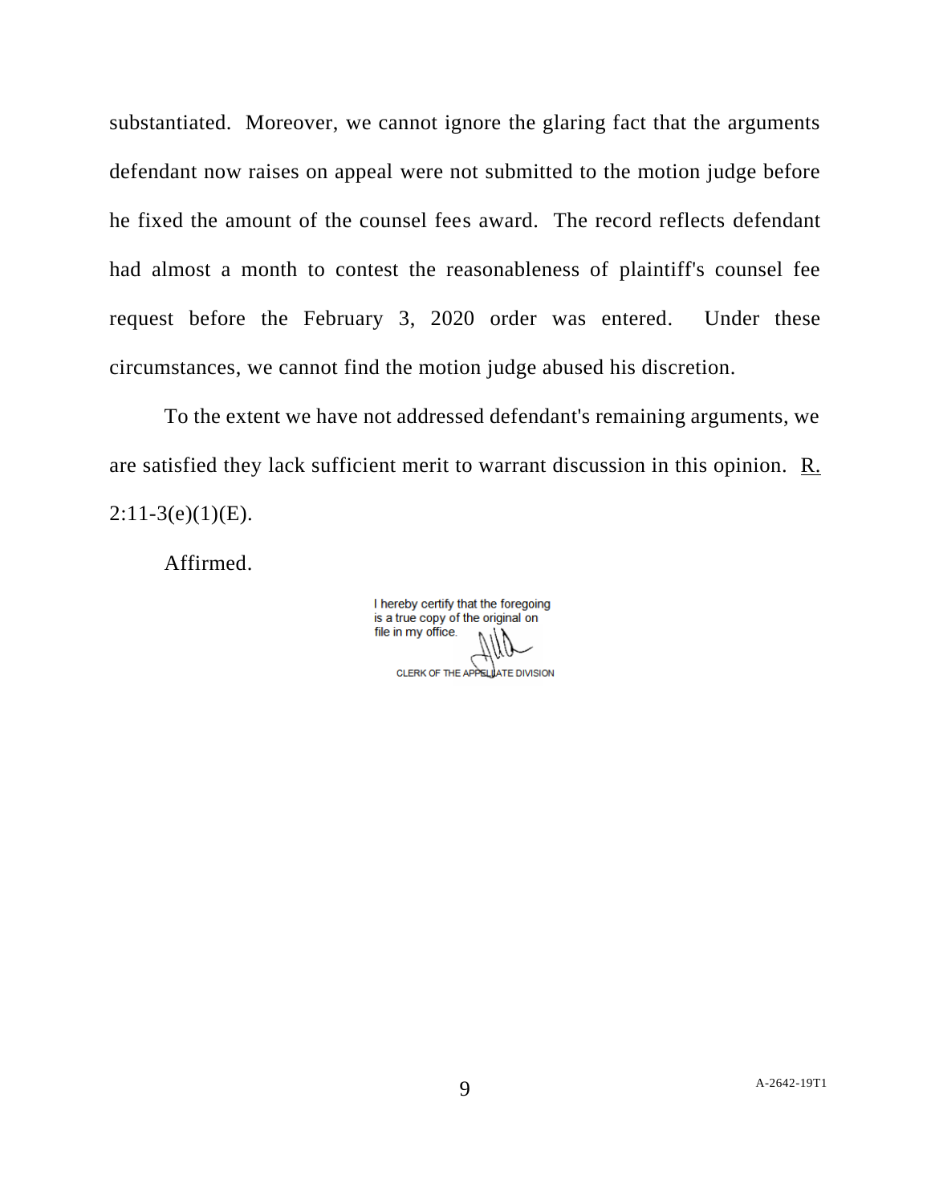substantiated. Moreover, we cannot ignore the glaring fact that the arguments defendant now raises on appeal were not submitted to the motion judge before he fixed the amount of the counsel fees award. The record reflects defendant had almost a month to contest the reasonableness of plaintiff's counsel fee request before the February 3, 2020 order was entered. Under these circumstances, we cannot find the motion judge abused his discretion.

To the extent we have not addressed defendant's remaining arguments, we are satisfied they lack sufficient merit to warrant discussion in this opinion. R. 2:11-3(e)(1)(E).

Affirmed.

I hereby certify that the foregoing is a true copy of the original on file in my office.

CLERK OF THE APPELLATE DIVISION